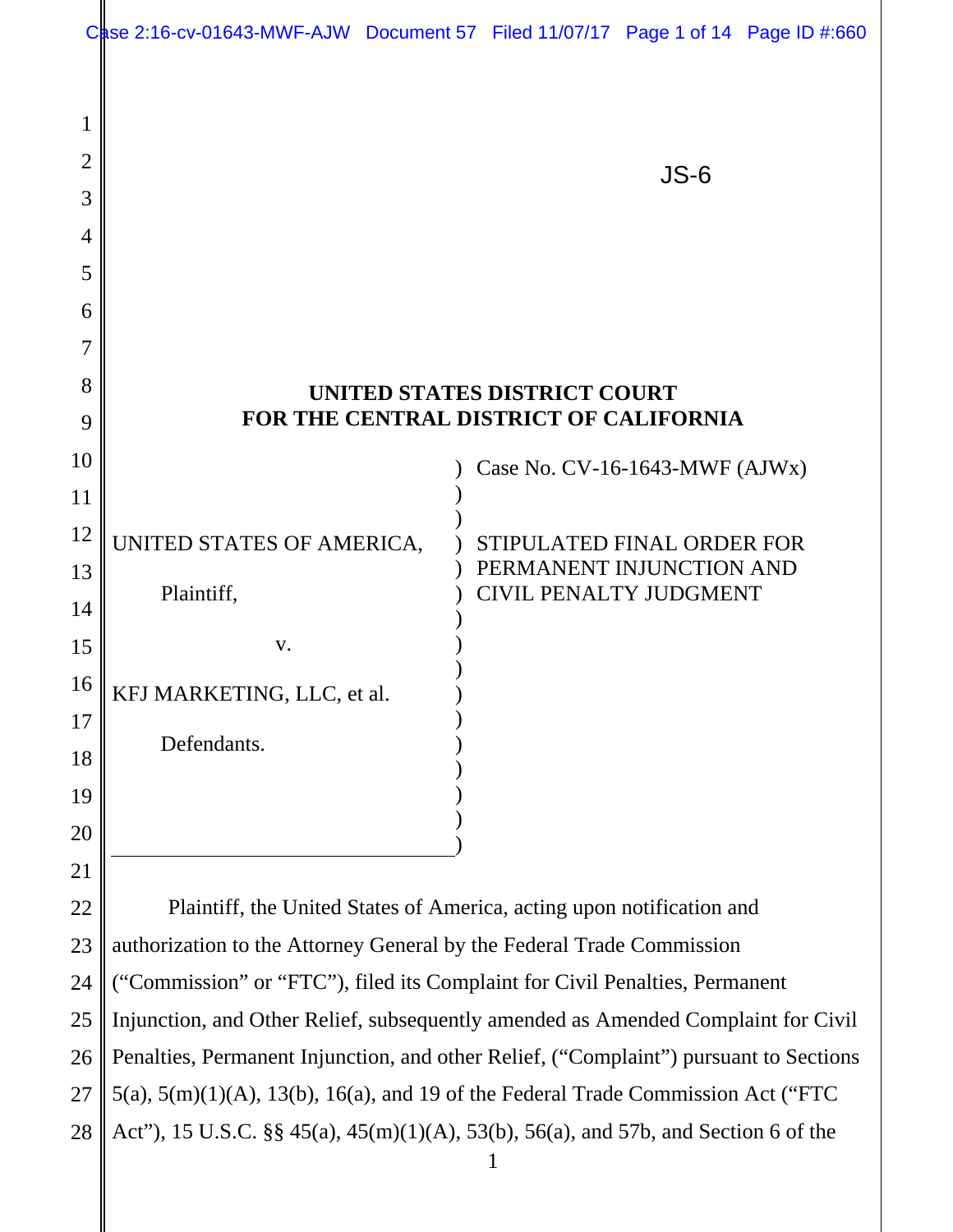JS-6

# UNITED STATES DISTRICT COURT
# FOR THE CENTRAL DISTRICT OF CALIFORNIA

| | |
|---|---|
| UNITED STATES OF AMERICA,<br><br>Plaintiff,<br><br>v.<br><br>KFJ MARKETING, LLC, et al.<br><br>Defendants. | Case No. CV-16-1643-MWF (AJWx)<br><br>STIPULATED FINAL ORDER FOR PERMANENT INJUNCTION AND CIVIL PENALTY JUDGMENT |

Plaintiff, the United States of America, acting upon notification and authorization to the Attorney General by the Federal Trade Commission ("Commission" or "FTC"), filed its Complaint for Civil Penalties, Permanent Injunction, and Other Relief, subsequently amended as Amended Complaint for Civil Penalties, Permanent Injunction, and other Relief, ("Complaint") pursuant to Sections 5(a), 5(m)(1)(A), 13(b), 16(a), and 19 of the Federal Trade Commission Act ("FTC Act"), 15 U.S.C. §§ 45(a), 45(m)(1)(A), 53(b), 56(a), and 57b, and Section 6 of the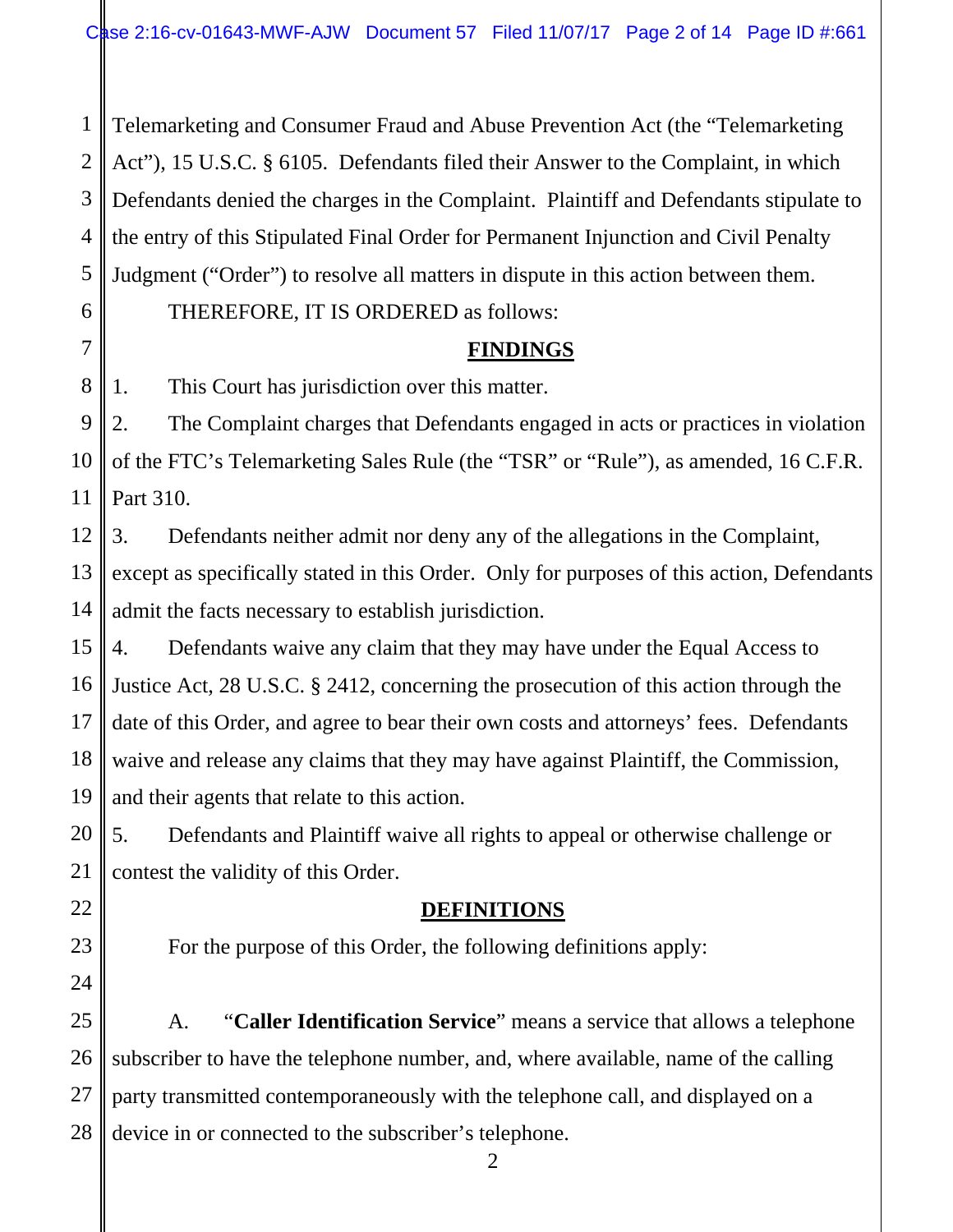Telemarketing and Consumer Fraud and Abuse Prevention Act (the "Telemarketing Act"), 15 U.S.C. § 6105. Defendants filed their Answer to the Complaint, in which Defendants denied the charges in the Complaint. Plaintiff and Defendants stipulate to the entry of this Stipulated Final Order for Permanent Injunction and Civil Penalty Judgment ("Order") to resolve all matters in dispute in this action between them.

THEREFORE, IT IS ORDERED as follows:

## FINDINGS

1. This Court has jurisdiction over this matter.

2. The Complaint charges that Defendants engaged in acts or practices in violation of the FTC's Telemarketing Sales Rule (the "TSR" or "Rule"), as amended, 16 C.F.R. Part 310.

3. Defendants neither admit nor deny any of the allegations in the Complaint, except as specifically stated in this Order. Only for purposes of this action, Defendants admit the facts necessary to establish jurisdiction.

4. Defendants waive any claim that they may have under the Equal Access to Justice Act, 28 U.S.C. § 2412, concerning the prosecution of this action through the date of this Order, and agree to bear their own costs and attorneys' fees. Defendants waive and release any claims that they may have against Plaintiff, the Commission, and their agents that relate to this action.

5. Defendants and Plaintiff waive all rights to appeal or otherwise challenge or contest the validity of this Order.

## DEFINITIONS

For the purpose of this Order, the following definitions apply:

A. "**Caller Identification Service**" means a service that allows a telephone subscriber to have the telephone number, and, where available, name of the calling party transmitted contemporaneously with the telephone call, and displayed on a device in or connected to the subscriber's telephone.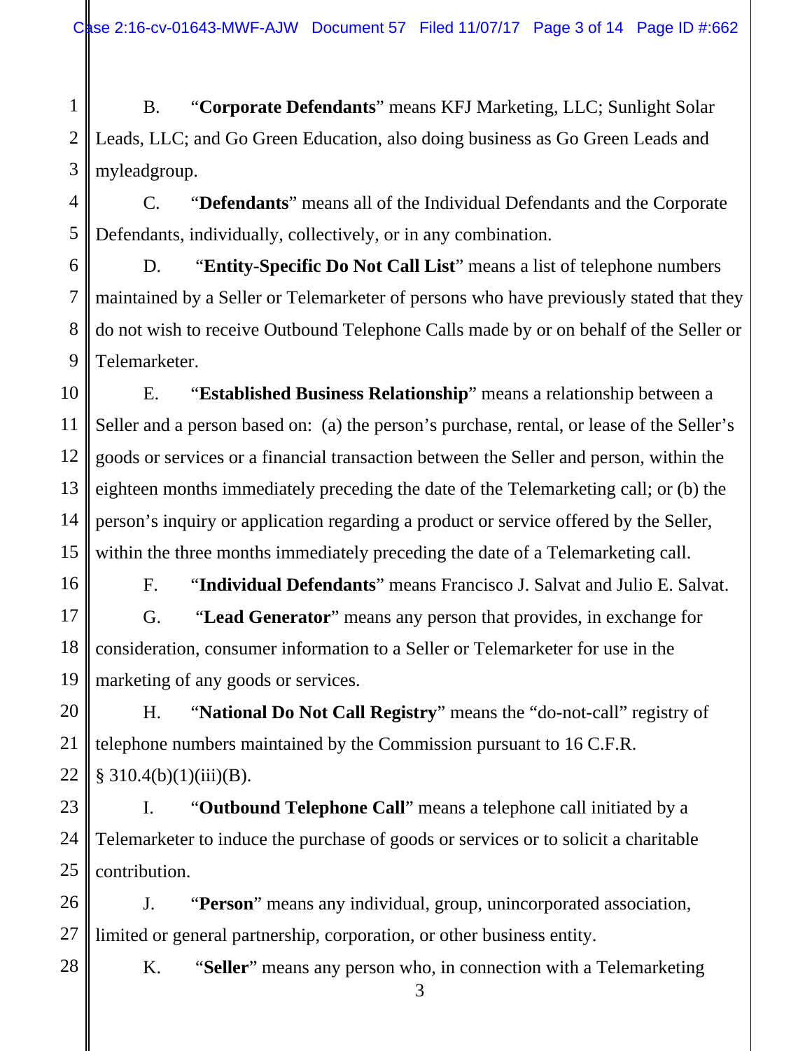B. "**Corporate Defendants**" means KFJ Marketing, LLC; Sunlight Solar Leads, LLC; and Go Green Education, also doing business as Go Green Leads and myleadgroup.

C. "**Defendants**" means all of the Individual Defendants and the Corporate Defendants, individually, collectively, or in any combination.

D. "**Entity-Specific Do Not Call List**" means a list of telephone numbers maintained by a Seller or Telemarketer of persons who have previously stated that they do not wish to receive Outbound Telephone Calls made by or on behalf of the Seller or Telemarketer.

E. "**Established Business Relationship**" means a relationship between a Seller and a person based on: (a) the person's purchase, rental, or lease of the Seller's goods or services or a financial transaction between the Seller and person, within the eighteen months immediately preceding the date of the Telemarketing call; or (b) the person's inquiry or application regarding a product or service offered by the Seller, within the three months immediately preceding the date of a Telemarketing call.

F. "**Individual Defendants**" means Francisco J. Salvat and Julio E. Salvat.

G. "**Lead Generator**" means any person that provides, in exchange for consideration, consumer information to a Seller or Telemarketer for use in the marketing of any goods or services.

H. "**National Do Not Call Registry**" means the "do-not-call" registry of telephone numbers maintained by the Commission pursuant to 16 C.F.R. § 310.4(b)(1)(iii)(B).

I. "**Outbound Telephone Call**" means a telephone call initiated by a Telemarketer to induce the purchase of goods or services or to solicit a charitable contribution.

J. "**Person**" means any individual, group, unincorporated association, limited or general partnership, corporation, or other business entity.

K. "**Seller**" means any person who, in connection with a Telemarketing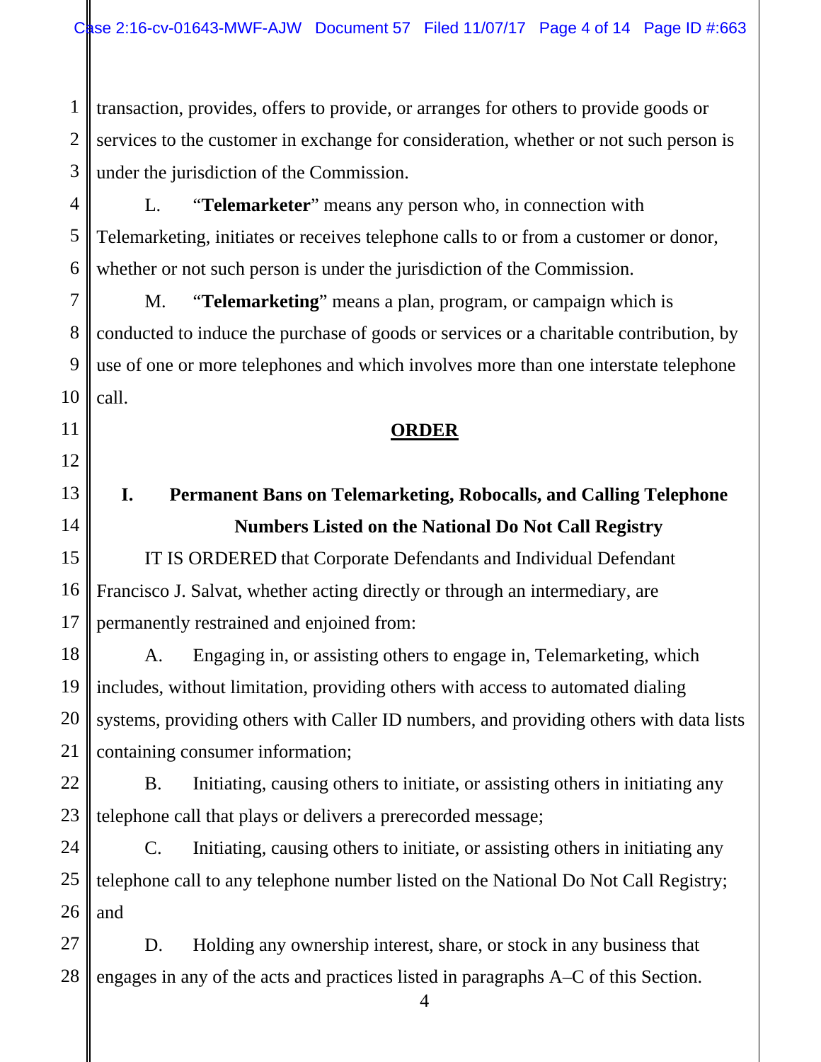transaction, provides, offers to provide, or arranges for others to provide goods or services to the customer in exchange for consideration, whether or not such person is under the jurisdiction of the Commission.

L. "**Telemarketer**" means any person who, in connection with Telemarketing, initiates or receives telephone calls to or from a customer or donor, whether or not such person is under the jurisdiction of the Commission.

M. "**Telemarketing**" means a plan, program, or campaign which is conducted to induce the purchase of goods or services or a charitable contribution, by use of one or more telephones and which involves more than one interstate telephone call.

## ORDER

### I. Permanent Bans on Telemarketing, Robocalls, and Calling Telephone Numbers Listed on the National Do Not Call Registry

IT IS ORDERED that Corporate Defendants and Individual Defendant Francisco J. Salvat, whether acting directly or through an intermediary, are permanently restrained and enjoined from:

A. Engaging in, or assisting others to engage in, Telemarketing, which includes, without limitation, providing others with access to automated dialing systems, providing others with Caller ID numbers, and providing others with data lists containing consumer information;

B. Initiating, causing others to initiate, or assisting others in initiating any telephone call that plays or delivers a prerecorded message;

C. Initiating, causing others to initiate, or assisting others in initiating any telephone call to any telephone number listed on the National Do Not Call Registry; and

D. Holding any ownership interest, share, or stock in any business that engages in any of the acts and practices listed in paragraphs A–C of this Section.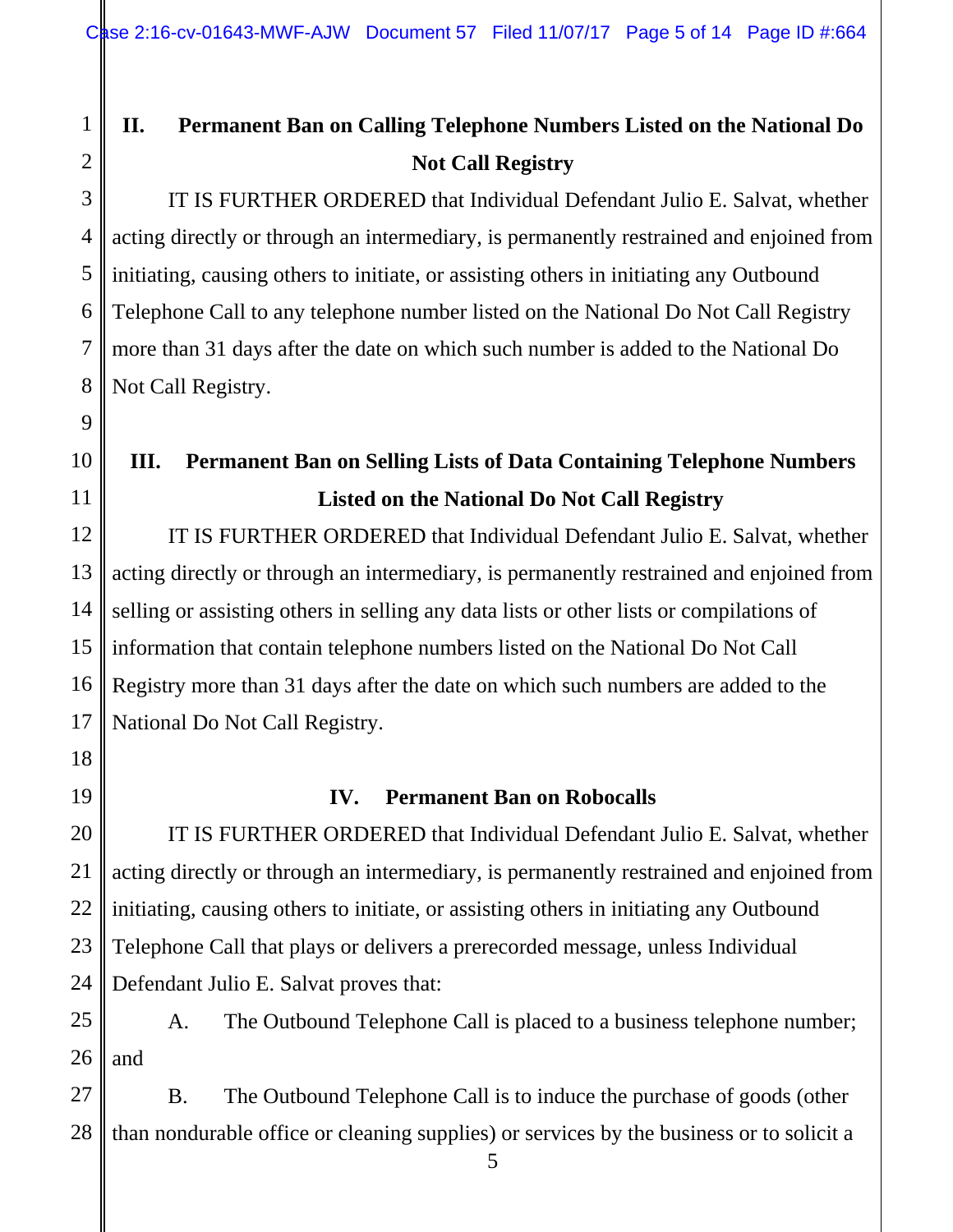## II. Permanent Ban on Calling Telephone Numbers Listed on the National Do Not Call Registry

IT IS FURTHER ORDERED that Individual Defendant Julio E. Salvat, whether acting directly or through an intermediary, is permanently restrained and enjoined from initiating, causing others to initiate, or assisting others in initiating any Outbound Telephone Call to any telephone number listed on the National Do Not Call Registry more than 31 days after the date on which such number is added to the National Do Not Call Registry.

## III. Permanent Ban on Selling Lists of Data Containing Telephone Numbers Listed on the National Do Not Call Registry

IT IS FURTHER ORDERED that Individual Defendant Julio E. Salvat, whether acting directly or through an intermediary, is permanently restrained and enjoined from selling or assisting others in selling any data lists or other lists or compilations of information that contain telephone numbers listed on the National Do Not Call Registry more than 31 days after the date on which such numbers are added to the National Do Not Call Registry.

## IV. Permanent Ban on Robocalls

IT IS FURTHER ORDERED that Individual Defendant Julio E. Salvat, whether acting directly or through an intermediary, is permanently restrained and enjoined from initiating, causing others to initiate, or assisting others in initiating any Outbound Telephone Call that plays or delivers a prerecorded message, unless Individual Defendant Julio E. Salvat proves that:

A. The Outbound Telephone Call is placed to a business telephone number; and

B. The Outbound Telephone Call is to induce the purchase of goods (other than nondurable office or cleaning supplies) or services by the business or to solicit a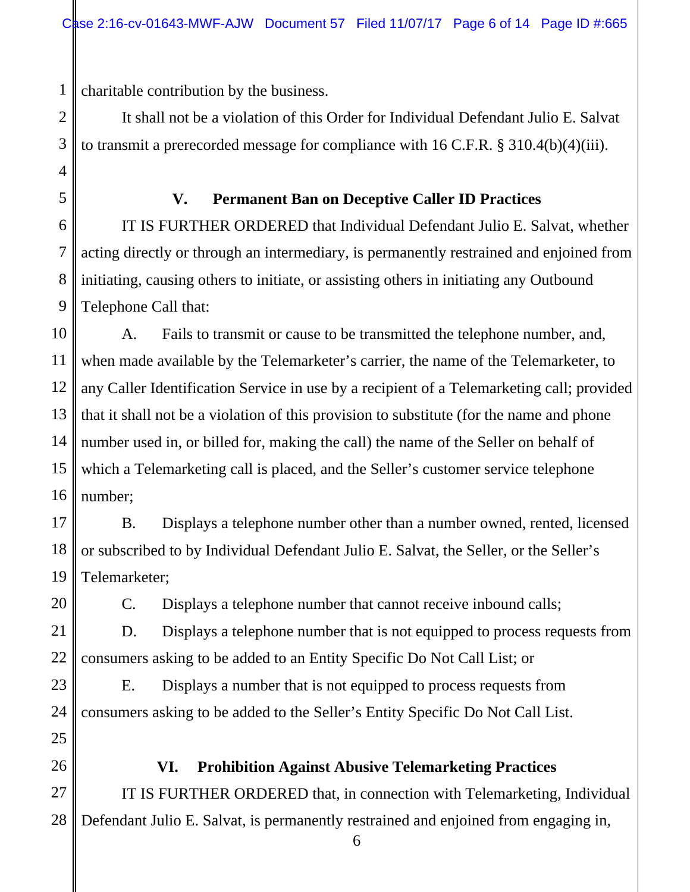charitable contribution by the business.

It shall not be a violation of this Order for Individual Defendant Julio E. Salvat to transmit a prerecorded message for compliance with 16 C.F.R. § 310.4(b)(4)(iii).

## V. Permanent Ban on Deceptive Caller ID Practices

IT IS FURTHER ORDERED that Individual Defendant Julio E. Salvat, whether acting directly or through an intermediary, is permanently restrained and enjoined from initiating, causing others to initiate, or assisting others in initiating any Outbound Telephone Call that:

A. Fails to transmit or cause to be transmitted the telephone number, and, when made available by the Telemarketer's carrier, the name of the Telemarketer, to any Caller Identification Service in use by a recipient of a Telemarketing call; provided that it shall not be a violation of this provision to substitute (for the name and phone number used in, or billed for, making the call) the name of the Seller on behalf of which a Telemarketing call is placed, and the Seller's customer service telephone number;

B. Displays a telephone number other than a number owned, rented, licensed or subscribed to by Individual Defendant Julio E. Salvat, the Seller, or the Seller's Telemarketer;

C. Displays a telephone number that cannot receive inbound calls;

D. Displays a telephone number that is not equipped to process requests from consumers asking to be added to an Entity Specific Do Not Call List; or

E. Displays a number that is not equipped to process requests from consumers asking to be added to the Seller's Entity Specific Do Not Call List.

## VI. Prohibition Against Abusive Telemarketing Practices

IT IS FURTHER ORDERED that, in connection with Telemarketing, Individual Defendant Julio E. Salvat, is permanently restrained and enjoined from engaging in,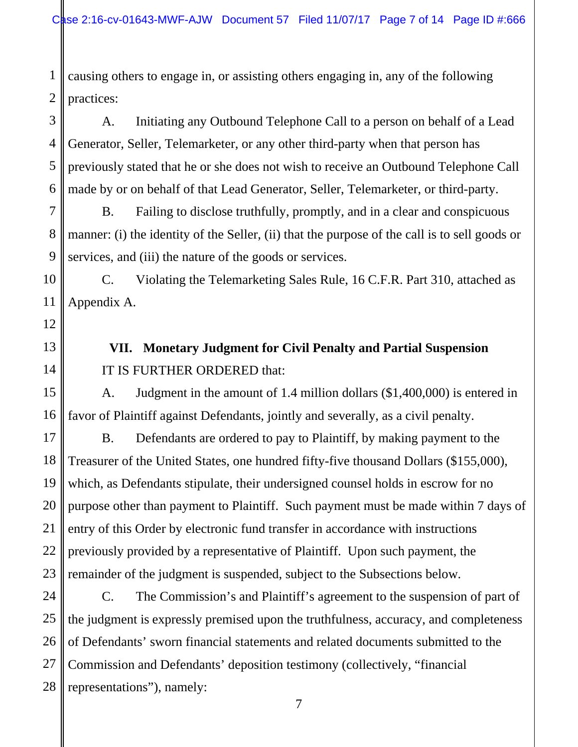causing others to engage in, or assisting others engaging in, any of the following practices:

A. Initiating any Outbound Telephone Call to a person on behalf of a Lead Generator, Seller, Telemarketer, or any other third-party when that person has previously stated that he or she does not wish to receive an Outbound Telephone Call made by or on behalf of that Lead Generator, Seller, Telemarketer, or third-party.

B. Failing to disclose truthfully, promptly, and in a clear and conspicuous manner: (i) the identity of the Seller, (ii) that the purpose of the call is to sell goods or services, and (iii) the nature of the goods or services.

C. Violating the Telemarketing Sales Rule, 16 C.F.R. Part 310, attached as Appendix A.

## VII. Monetary Judgment for Civil Penalty and Partial Suspension

IT IS FURTHER ORDERED that:

A. Judgment in the amount of 1.4 million dollars ($1,400,000) is entered in favor of Plaintiff against Defendants, jointly and severally, as a civil penalty.

B. Defendants are ordered to pay to Plaintiff, by making payment to the Treasurer of the United States, one hundred fifty-five thousand Dollars ($155,000), which, as Defendants stipulate, their undersigned counsel holds in escrow for no purpose other than payment to Plaintiff. Such payment must be made within 7 days of entry of this Order by electronic fund transfer in accordance with instructions previously provided by a representative of Plaintiff. Upon such payment, the remainder of the judgment is suspended, subject to the Subsections below.

C. The Commission's and Plaintiff's agreement to the suspension of part of the judgment is expressly premised upon the truthfulness, accuracy, and completeness of Defendants' sworn financial statements and related documents submitted to the Commission and Defendants' deposition testimony (collectively, "financial representations"), namely: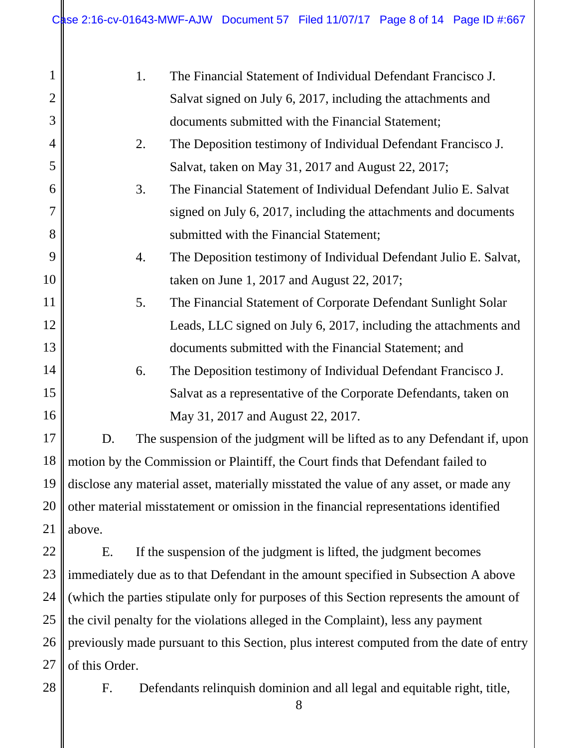1. The Financial Statement of Individual Defendant Francisco J. Salvat signed on July 6, 2017, including the attachments and documents submitted with the Financial Statement;
2. The Deposition testimony of Individual Defendant Francisco J. Salvat, taken on May 31, 2017 and August 22, 2017;
3. The Financial Statement of Individual Defendant Julio E. Salvat signed on July 6, 2017, including the attachments and documents submitted with the Financial Statement;
4. The Deposition testimony of Individual Defendant Julio E. Salvat, taken on June 1, 2017 and August 22, 2017;
5. The Financial Statement of Corporate Defendant Sunlight Solar Leads, LLC signed on July 6, 2017, including the attachments and documents submitted with the Financial Statement; and
6. The Deposition testimony of Individual Defendant Francisco J. Salvat as a representative of the Corporate Defendants, taken on May 31, 2017 and August 22, 2017.

D. The suspension of the judgment will be lifted as to any Defendant if, upon motion by the Commission or Plaintiff, the Court finds that Defendant failed to disclose any material asset, materially misstated the value of any asset, or made any other material misstatement or omission in the financial representations identified above.

E. If the suspension of the judgment is lifted, the judgment becomes immediately due as to that Defendant in the amount specified in Subsection A above (which the parties stipulate only for purposes of this Section represents the amount of the civil penalty for the violations alleged in the Complaint), less any payment previously made pursuant to this Section, plus interest computed from the date of entry of this Order.

F. Defendants relinquish dominion and all legal and equitable right, title,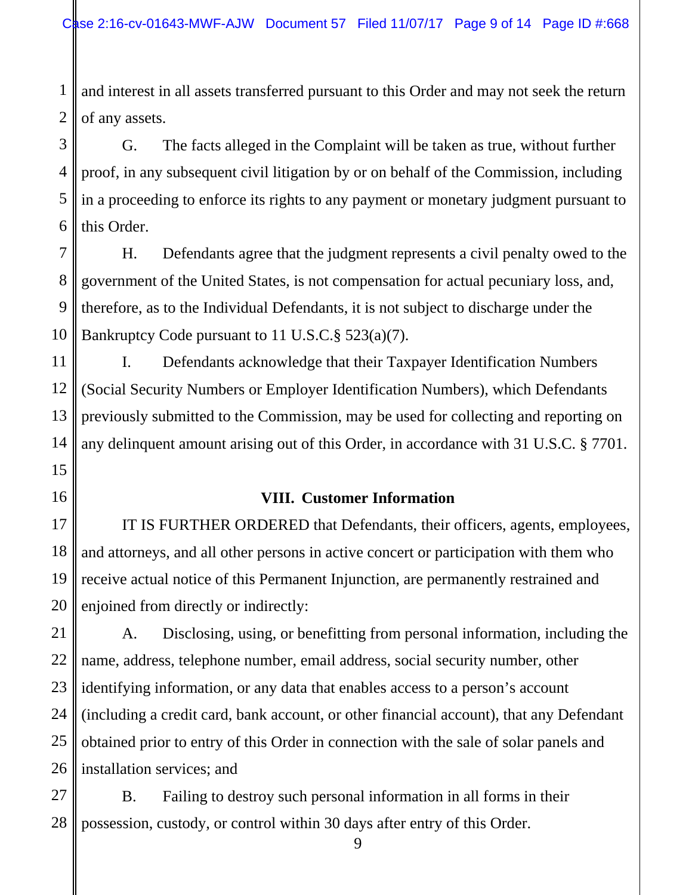and interest in all assets transferred pursuant to this Order and may not seek the return of any assets.

G. The facts alleged in the Complaint will be taken as true, without further proof, in any subsequent civil litigation by or on behalf of the Commission, including in a proceeding to enforce its rights to any payment or monetary judgment pursuant to this Order.

H. Defendants agree that the judgment represents a civil penalty owed to the government of the United States, is not compensation for actual pecuniary loss, and, therefore, as to the Individual Defendants, it is not subject to discharge under the Bankruptcy Code pursuant to 11 U.S.C.§ 523(a)(7).

I. Defendants acknowledge that their Taxpayer Identification Numbers (Social Security Numbers or Employer Identification Numbers), which Defendants previously submitted to the Commission, may be used for collecting and reporting on any delinquent amount arising out of this Order, in accordance with 31 U.S.C. § 7701.

## VIII. Customer Information

IT IS FURTHER ORDERED that Defendants, their officers, agents, employees, and attorneys, and all other persons in active concert or participation with them who receive actual notice of this Permanent Injunction, are permanently restrained and enjoined from directly or indirectly:

A. Disclosing, using, or benefitting from personal information, including the name, address, telephone number, email address, social security number, other identifying information, or any data that enables access to a person's account (including a credit card, bank account, or other financial account), that any Defendant obtained prior to entry of this Order in connection with the sale of solar panels and installation services; and

B. Failing to destroy such personal information in all forms in their possession, custody, or control within 30 days after entry of this Order.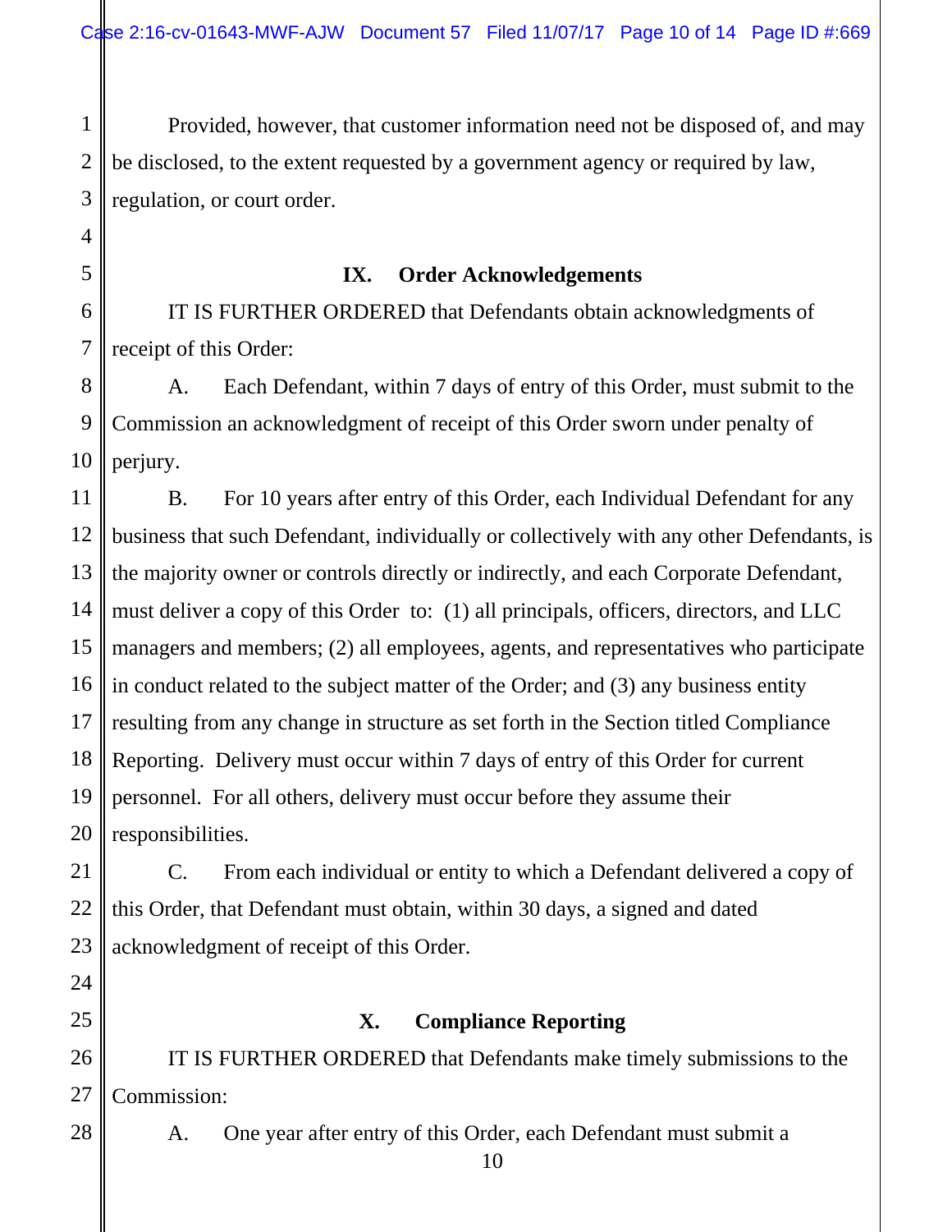Provided, however, that customer information need not be disposed of, and may be disclosed, to the extent requested by a government agency or required by law, regulation, or court order.

## IX. Order Acknowledgements

IT IS FURTHER ORDERED that Defendants obtain acknowledgments of receipt of this Order:

A. Each Defendant, within 7 days of entry of this Order, must submit to the Commission an acknowledgment of receipt of this Order sworn under penalty of perjury.

B. For 10 years after entry of this Order, each Individual Defendant for any business that such Defendant, individually or collectively with any other Defendants, is the majority owner or controls directly or indirectly, and each Corporate Defendant, must deliver a copy of this Order to: (1) all principals, officers, directors, and LLC managers and members; (2) all employees, agents, and representatives who participate in conduct related to the subject matter of the Order; and (3) any business entity resulting from any change in structure as set forth in the Section titled Compliance Reporting. Delivery must occur within 7 days of entry of this Order for current personnel. For all others, delivery must occur before they assume their responsibilities.

C. From each individual or entity to which a Defendant delivered a copy of this Order, that Defendant must obtain, within 30 days, a signed and dated acknowledgment of receipt of this Order.

## X. Compliance Reporting

IT IS FURTHER ORDERED that Defendants make timely submissions to the Commission:

A. One year after entry of this Order, each Defendant must submit a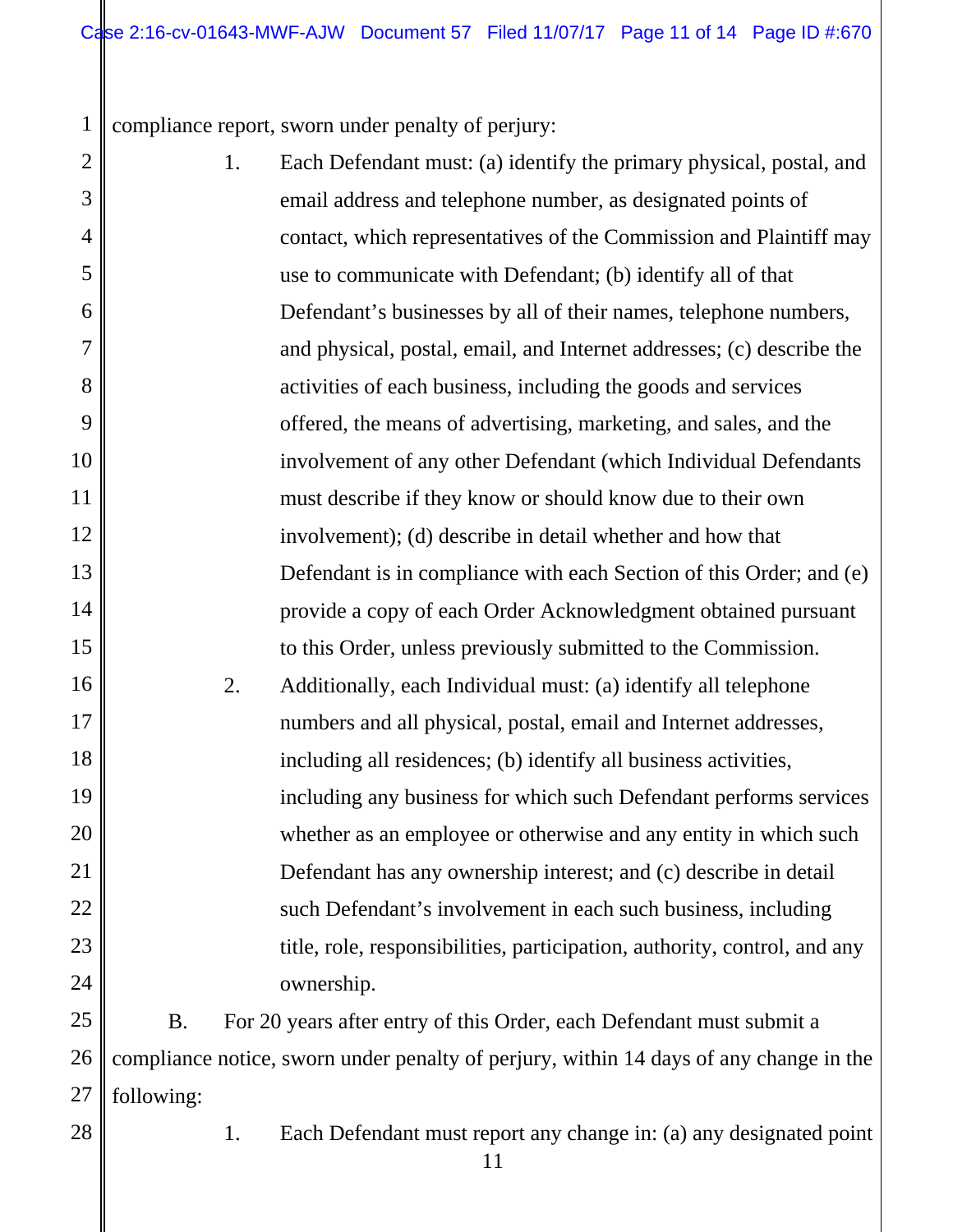compliance report, sworn under penalty of perjury:

1. Each Defendant must: (a) identify the primary physical, postal, and email address and telephone number, as designated points of contact, which representatives of the Commission and Plaintiff may use to communicate with Defendant; (b) identify all of that Defendant's businesses by all of their names, telephone numbers, and physical, postal, email, and Internet addresses; (c) describe the activities of each business, including the goods and services offered, the means of advertising, marketing, and sales, and the involvement of any other Defendant (which Individual Defendants must describe if they know or should know due to their own involvement); (d) describe in detail whether and how that Defendant is in compliance with each Section of this Order; and (e) provide a copy of each Order Acknowledgment obtained pursuant to this Order, unless previously submitted to the Commission.

2. Additionally, each Individual must: (a) identify all telephone numbers and all physical, postal, email and Internet addresses, including all residences; (b) identify all business activities, including any business for which such Defendant performs services whether as an employee or otherwise and any entity in which such Defendant has any ownership interest; and (c) describe in detail such Defendant's involvement in each such business, including title, role, responsibilities, participation, authority, control, and any ownership.

B. For 20 years after entry of this Order, each Defendant must submit a compliance notice, sworn under penalty of perjury, within 14 days of any change in the following:

1. Each Defendant must report any change in: (a) any designated point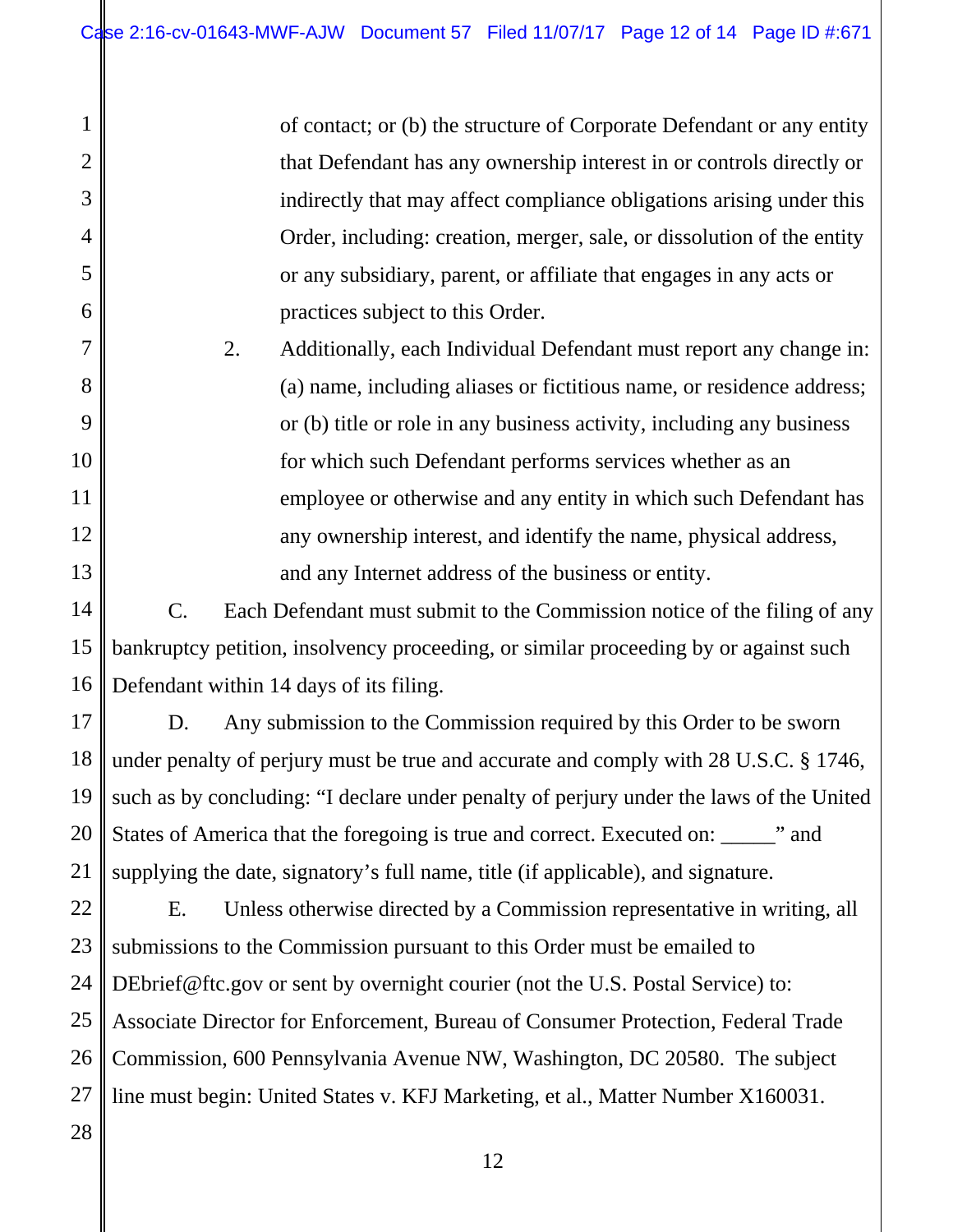of contact; or (b) the structure of Corporate Defendant or any entity that Defendant has any ownership interest in or controls directly or indirectly that may affect compliance obligations arising under this Order, including: creation, merger, sale, or dissolution of the entity or any subsidiary, parent, or affiliate that engages in any acts or practices subject to this Order.

2. Additionally, each Individual Defendant must report any change in: (a) name, including aliases or fictitious name, or residence address; or (b) title or role in any business activity, including any business for which such Defendant performs services whether as an employee or otherwise and any entity in which such Defendant has any ownership interest, and identify the name, physical address, and any Internet address of the business or entity.

C. Each Defendant must submit to the Commission notice of the filing of any bankruptcy petition, insolvency proceeding, or similar proceeding by or against such Defendant within 14 days of its filing.

D. Any submission to the Commission required by this Order to be sworn under penalty of perjury must be true and accurate and comply with 28 U.S.C. § 1746, such as by concluding: "I declare under penalty of perjury under the laws of the United States of America that the foregoing is true and correct. Executed on: _____" and supplying the date, signatory's full name, title (if applicable), and signature.

E. Unless otherwise directed by a Commission representative in writing, all submissions to the Commission pursuant to this Order must be emailed to DEbrief@ftc.gov or sent by overnight courier (not the U.S. Postal Service) to: Associate Director for Enforcement, Bureau of Consumer Protection, Federal Trade Commission, 600 Pennsylvania Avenue NW, Washington, DC 20580. The subject line must begin: United States v. KFJ Marketing, et al., Matter Number X160031.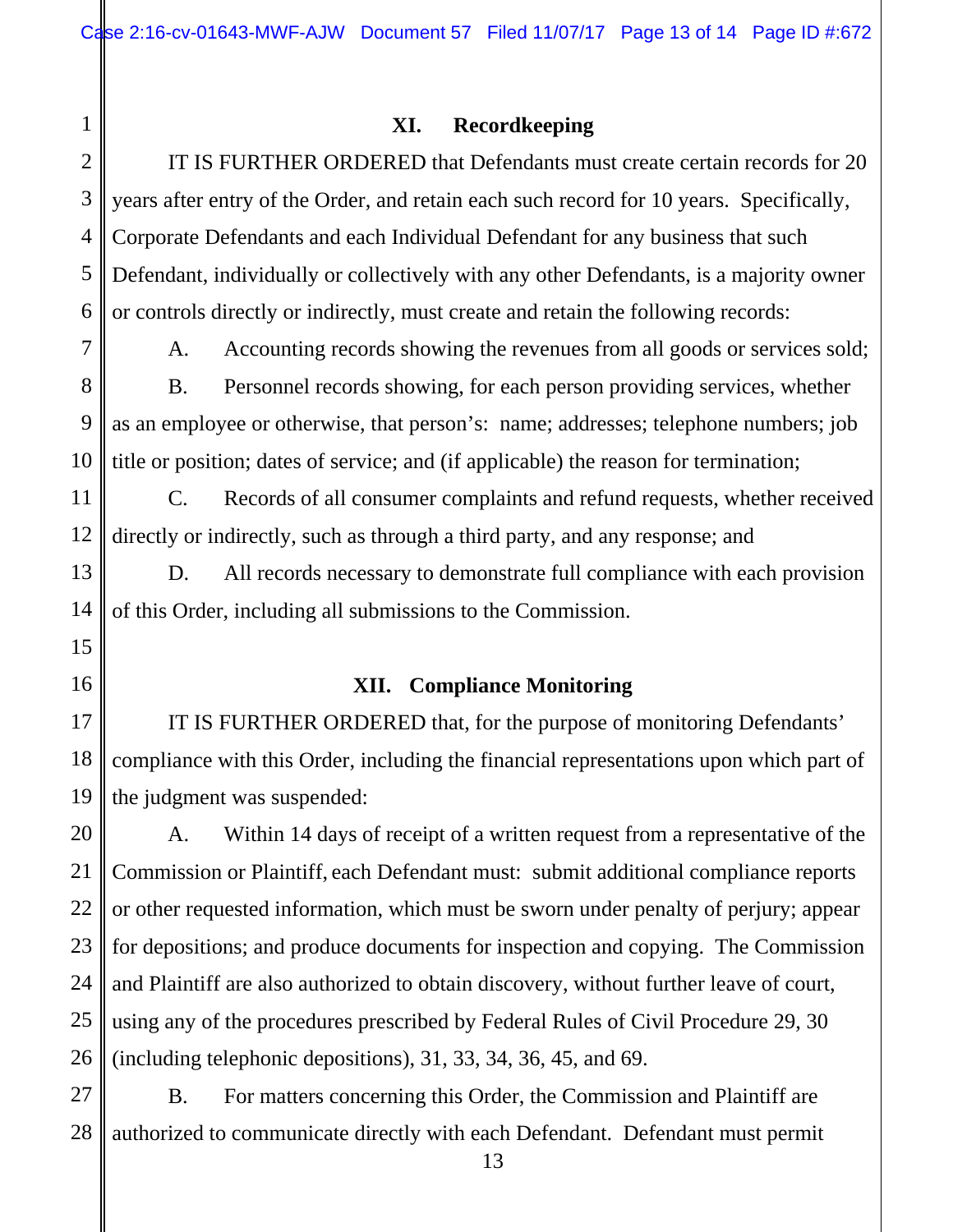## XI. Recordkeeping

IT IS FURTHER ORDERED that Defendants must create certain records for 20 years after entry of the Order, and retain each such record for 10 years. Specifically, Corporate Defendants and each Individual Defendant for any business that such Defendant, individually or collectively with any other Defendants, is a majority owner or controls directly or indirectly, must create and retain the following records:

A. Accounting records showing the revenues from all goods or services sold;

B. Personnel records showing, for each person providing services, whether as an employee or otherwise, that person's: name; addresses; telephone numbers; job title or position; dates of service; and (if applicable) the reason for termination;

C. Records of all consumer complaints and refund requests, whether received directly or indirectly, such as through a third party, and any response; and

D. All records necessary to demonstrate full compliance with each provision of this Order, including all submissions to the Commission.

## XII. Compliance Monitoring

IT IS FURTHER ORDERED that, for the purpose of monitoring Defendants' compliance with this Order, including the financial representations upon which part of the judgment was suspended:

A. Within 14 days of receipt of a written request from a representative of the Commission or Plaintiff, each Defendant must: submit additional compliance reports or other requested information, which must be sworn under penalty of perjury; appear for depositions; and produce documents for inspection and copying. The Commission and Plaintiff are also authorized to obtain discovery, without further leave of court, using any of the procedures prescribed by Federal Rules of Civil Procedure 29, 30 (including telephonic depositions), 31, 33, 34, 36, 45, and 69.

B. For matters concerning this Order, the Commission and Plaintiff are authorized to communicate directly with each Defendant. Defendant must permit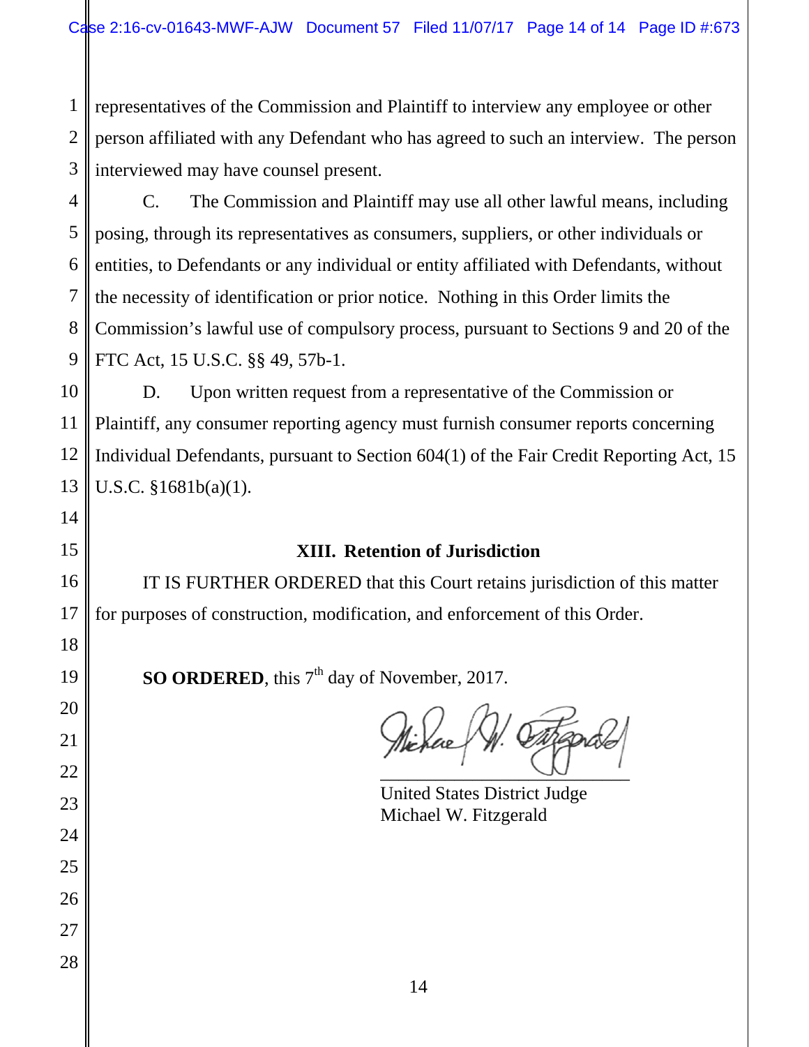representatives of the Commission and Plaintiff to interview any employee or other person affiliated with any Defendant who has agreed to such an interview. The person interviewed may have counsel present.

C. The Commission and Plaintiff may use all other lawful means, including posing, through its representatives as consumers, suppliers, or other individuals or entities, to Defendants or any individual or entity affiliated with Defendants, without the necessity of identification or prior notice. Nothing in this Order limits the Commission's lawful use of compulsory process, pursuant to Sections 9 and 20 of the FTC Act, 15 U.S.C. §§ 49, 57b-1.

D. Upon written request from a representative of the Commission or Plaintiff, any consumer reporting agency must furnish consumer reports concerning Individual Defendants, pursuant to Section 604(1) of the Fair Credit Reporting Act, 15 U.S.C. §1681b(a)(1).

## XIII. Retention of Jurisdiction

IT IS FURTHER ORDERED that this Court retains jurisdiction of this matter for purposes of construction, modification, and enforcement of this Order.

**SO ORDERED**, this 7th day of November, 2017.

United States District Judge
Michael W. Fitzgerald